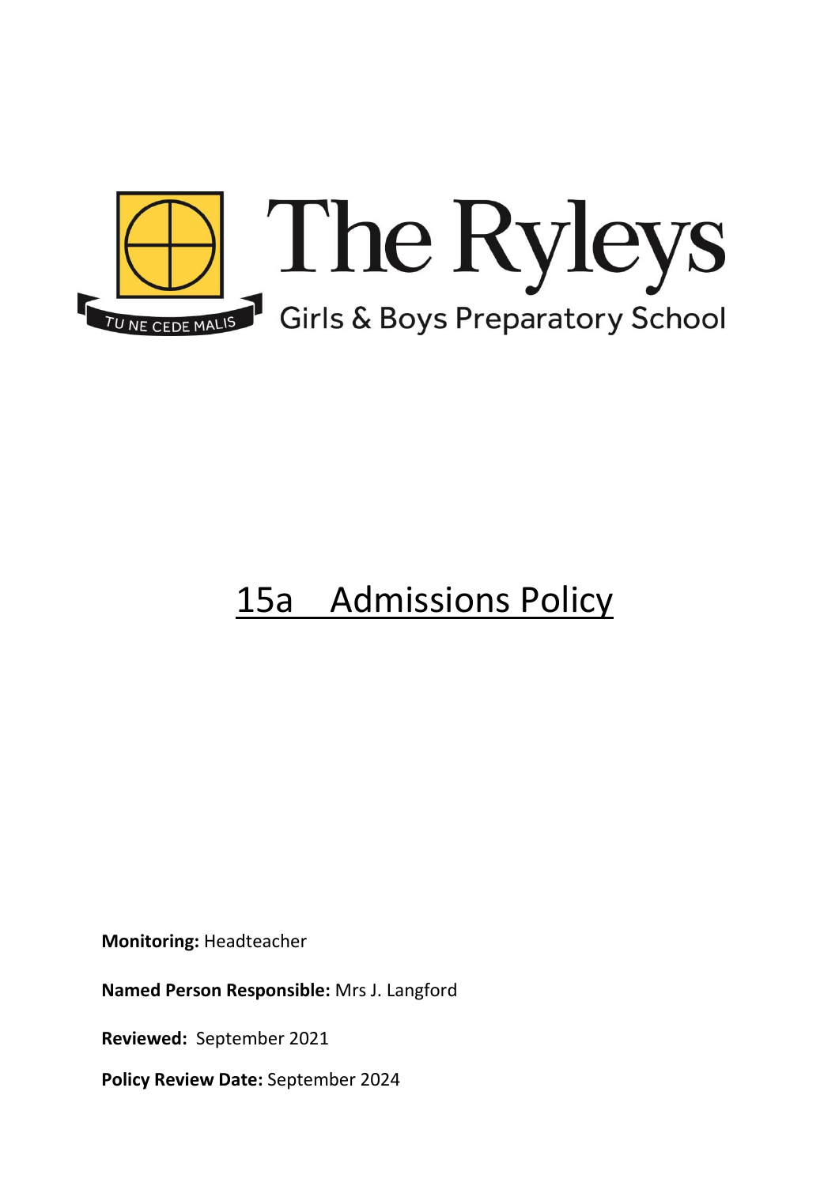The Ryleys

Girls & Boys Preparatory School

TU NE CEDE MALIS

# 15a Admissions Policy

**Monitoring:** Headteacher

**Named Person Responsible:** Mrs J. Langford

**Reviewed:** September 2021

**Policy Review Date:** September 2024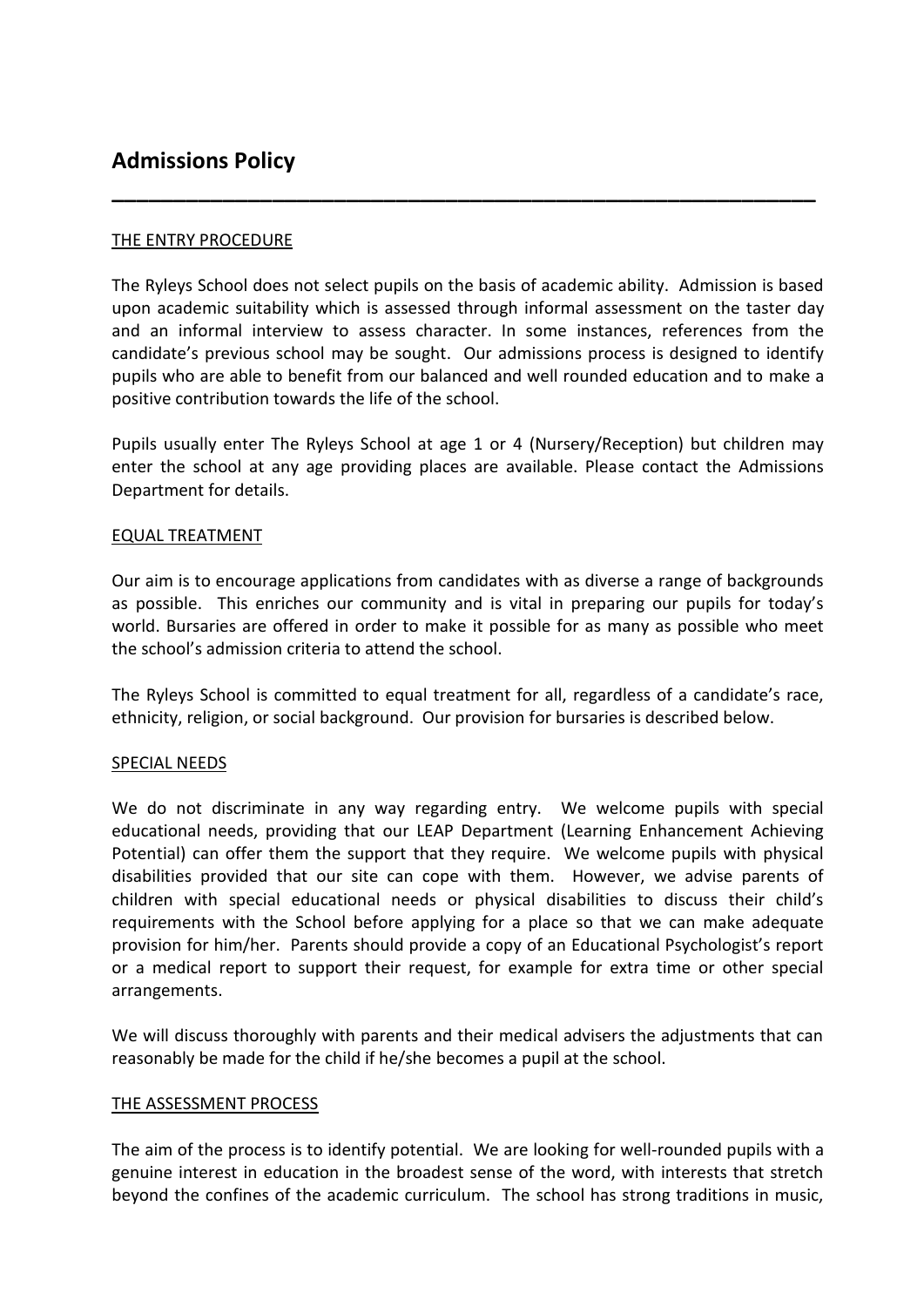# Admissions Policy

---

THE ENTRY PROCEDURE

The Ryleys School does not select pupils on the basis of academic ability. Admission is based upon academic suitability which is assessed through informal assessment on the taster day and an informal interview to assess character. In some instances, references from the candidate's previous school may be sought. Our admissions process is designed to identify pupils who are able to benefit from our balanced and well rounded education and to make a positive contribution towards the life of the school.

Pupils usually enter The Ryleys School at age 1 or 4 (Nursery/Reception) but children may enter the school at any age providing places are available. Please contact the Admissions Department for details.

EQUAL TREATMENT

Our aim is to encourage applications from candidates with as diverse a range of backgrounds as possible. This enriches our community and is vital in preparing our pupils for today's world. Bursaries are offered in order to make it possible for as many as possible who meet the school's admission criteria to attend the school.

The Ryleys School is committed to equal treatment for all, regardless of a candidate's race, ethnicity, religion, or social background. Our provision for bursaries is described below.

SPECIAL NEEDS

We do not discriminate in any way regarding entry. We welcome pupils with special educational needs, providing that our LEAP Department (Learning Enhancement Achieving Potential) can offer them the support that they require. We welcome pupils with physical disabilities provided that our site can cope with them. However, we advise parents of children with special educational needs or physical disabilities to discuss their child's requirements with the School before applying for a place so that we can make adequate provision for him/her. Parents should provide a copy of an Educational Psychologist's report or a medical report to support their request, for example for extra time or other special arrangements.

We will discuss thoroughly with parents and their medical advisers the adjustments that can reasonably be made for the child if he/she becomes a pupil at the school.

THE ASSESSMENT PROCESS

The aim of the process is to identify potential. We are looking for well-rounded pupils with a genuine interest in education in the broadest sense of the word, with interests that stretch beyond the confines of the academic curriculum. The school has strong traditions in music,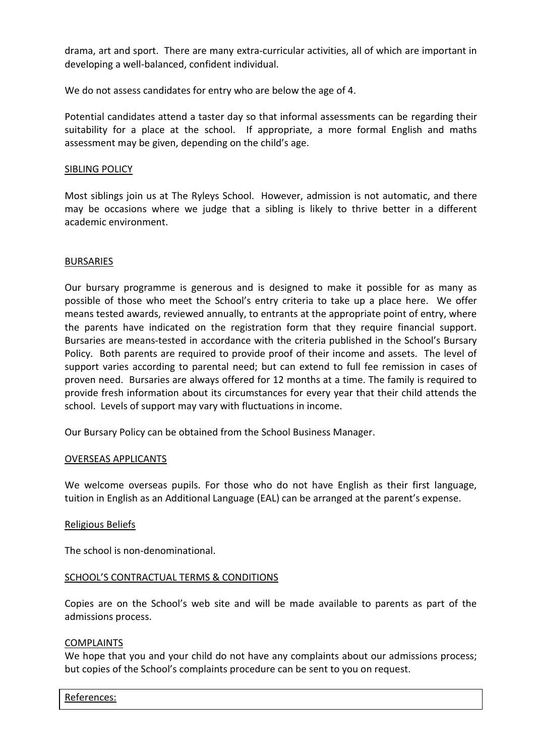drama, art and sport. There are many extra-curricular activities, all of which are important in developing a well-balanced, confident individual.

We do not assess candidates for entry who are below the age of 4.

Potential candidates attend a taster day so that informal assessments can be regarding their suitability for a place at the school. If appropriate, a more formal English and maths assessment may be given, depending on the child's age.

## SIBLING POLICY

Most siblings join us at The Ryleys School. However, admission is not automatic, and there may be occasions where we judge that a sibling is likely to thrive better in a different academic environment.

## BURSARIES

Our bursary programme is generous and is designed to make it possible for as many as possible of those who meet the School's entry criteria to take up a place here. We offer means tested awards, reviewed annually, to entrants at the appropriate point of entry, where the parents have indicated on the registration form that they require financial support. Bursaries are means-tested in accordance with the criteria published in the School's Bursary Policy. Both parents are required to provide proof of their income and assets. The level of support varies according to parental need; but can extend to full fee remission in cases of proven need. Bursaries are always offered for 12 months at a time. The family is required to provide fresh information about its circumstances for every year that their child attends the school. Levels of support may vary with fluctuations in income.

Our Bursary Policy can be obtained from the School Business Manager.

## OVERSEAS APPLICANTS

We welcome overseas pupils. For those who do not have English as their first language, tuition in English as an Additional Language (EAL) can be arranged at the parent's expense.

## Religious Beliefs

The school is non-denominational.

## SCHOOL'S CONTRACTUAL TERMS & CONDITIONS

Copies are on the School's web site and will be made available to parents as part of the admissions process.

## COMPLAINTS

We hope that you and your child do not have any complaints about our admissions process; but copies of the School's complaints procedure can be sent to you on request.

| References: |
| --- |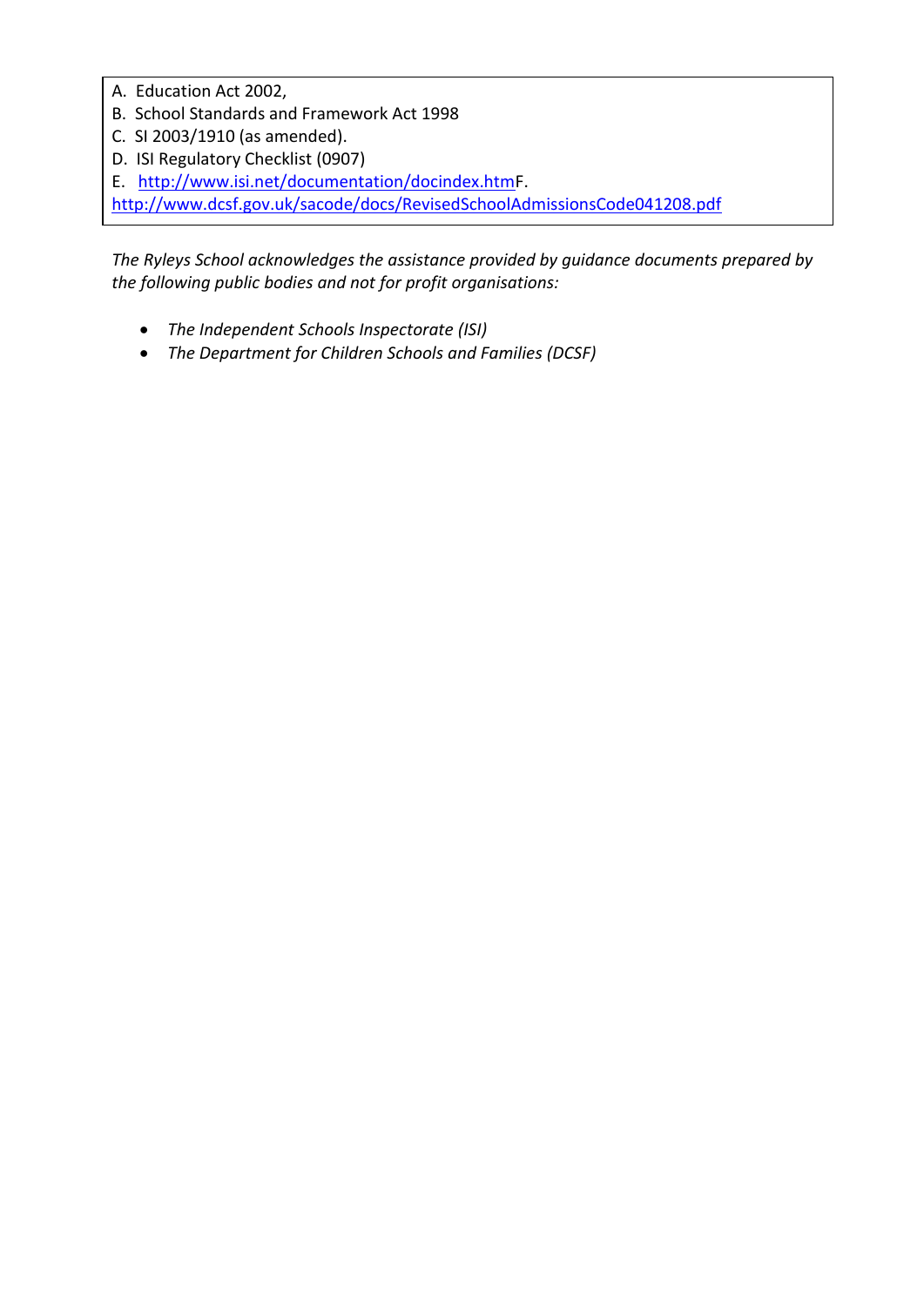A. Education Act 2002,
B. School Standards and Framework Act 1998
C. SI 2003/1910 (as amended).
D. ISI Regulatory Checklist (0907)
E. http://www.isi.net/documentation/docindex.htmF. http://www.dcsf.gov.uk/sacode/docs/RevisedSchoolAdmissionsCode041208.pdf

*The Ryleys School acknowledges the assistance provided by guidance documents prepared by the following public bodies and not for profit organisations:*

- *The Independent Schools Inspectorate (ISI)*
- *The Department for Children Schools and Families (DCSF)*